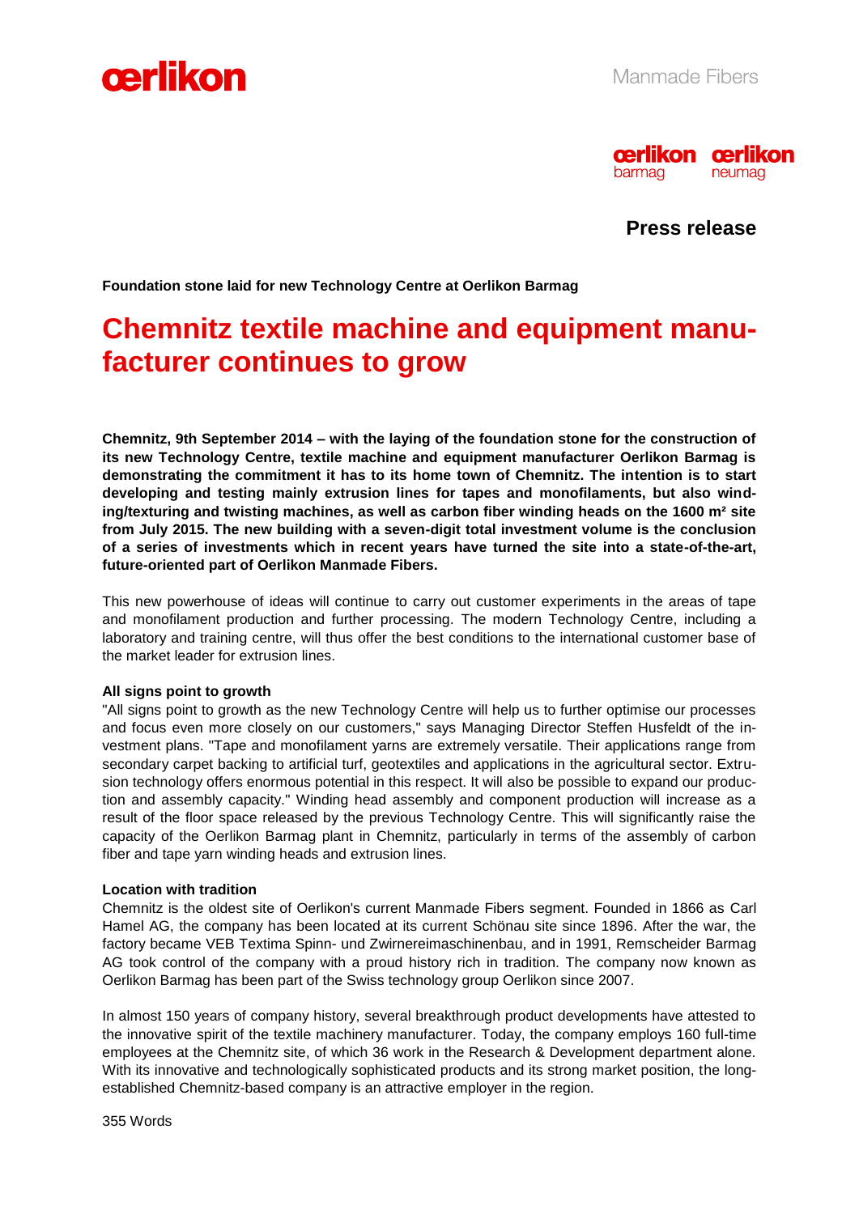Manmade Fibers

**Press release**

**Foundation stone laid for new Technology Centre at Oerlikon Barmag**

# Chemnitz textile machine and equipment manufacturer continues to grow

**Chemnitz, 9th September 2014 – with the laying of the foundation stone for the construction of its new Technology Centre, textile machine and equipment manufacturer Oerlikon Barmag is demonstrating the commitment it has to its home town of Chemnitz. The intention is to start developing and testing mainly extrusion lines for tapes and monofilaments, but also winding/texturing and twisting machines, as well as carbon fiber winding heads on the 1600 m² site from July 2015. The new building with a seven-digit total investment volume is the conclusion of a series of investments which in recent years have turned the site into a state-of-the-art, future-oriented part of Oerlikon Manmade Fibers.**

This new powerhouse of ideas will continue to carry out customer experiments in the areas of tape and monofilament production and further processing. The modern Technology Centre, including a laboratory and training centre, will thus offer the best conditions to the international customer base of the market leader for extrusion lines.

**All signs point to growth**

"All signs point to growth as the new Technology Centre will help us to further optimise our processes and focus even more closely on our customers," says Managing Director Steffen Husfeldt of the investment plans. "Tape and monofilament yarns are extremely versatile. Their applications range from secondary carpet backing to artificial turf, geotextiles and applications in the agricultural sector. Extrusion technology offers enormous potential in this respect. It will also be possible to expand our production and assembly capacity." Winding head assembly and component production will increase as a result of the floor space released by the previous Technology Centre. This will significantly raise the capacity of the Oerlikon Barmag plant in Chemnitz, particularly in terms of the assembly of carbon fiber and tape yarn winding heads and extrusion lines.

**Location with tradition**

Chemnitz is the oldest site of Oerlikon's current Manmade Fibers segment. Founded in 1866 as Carl Hamel AG, the company has been located at its current Schönau site since 1896. After the war, the factory became VEB Textima Spinn- und Zwirnereimaschinenbau, and in 1991, Remscheider Barmag AG took control of the company with a proud history rich in tradition. The company now known as Oerlikon Barmag has been part of the Swiss technology group Oerlikon since 2007.

In almost 150 years of company history, several breakthrough product developments have attested to the innovative spirit of the textile machinery manufacturer. Today, the company employs 160 full-time employees at the Chemnitz site, of which 36 work in the Research & Development department alone. With its innovative and technologically sophisticated products and its strong market position, the long-established Chemnitz-based company is an attractive employer in the region.

355 Words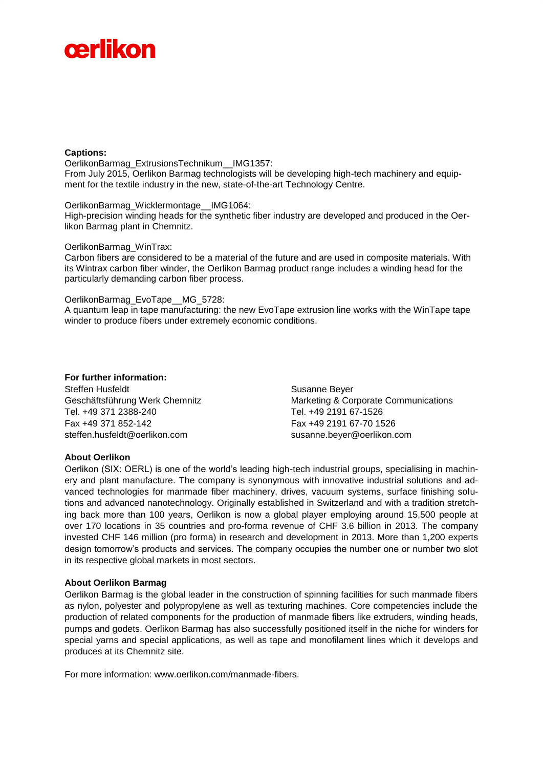oerlikon

**Captions:**

OerlikonBarmag_ExtrusionsTechnikum__IMG1357:
From July 2015, Oerlikon Barmag technologists will be developing high-tech machinery and equipment for the textile industry in the new, state-of-the-art Technology Centre.

OerlikonBarmag_Wicklermontage__IMG1064:
High-precision winding heads for the synthetic fiber industry are developed and produced in the Oerlikon Barmag plant in Chemnitz.

OerlikonBarmag_WinTrax:
Carbon fibers are considered to be a material of the future and are used in composite materials. With its Wintrax carbon fiber winder, the Oerlikon Barmag product range includes a winding head for the particularly demanding carbon fiber process.

OerlikonBarmag_EvoTape__MG_5728:
A quantum leap in tape manufacturing: the new EvoTape extrusion line works with the WinTape tape winder to produce fibers under extremely economic conditions.

**For further information:**

Steffen Husfeldt
Geschäftsführung Werk Chemnitz
Tel. +49 371 2388-240
Fax +49 371 852-142
steffen.husfeldt@oerlikon.com

Susanne Beyer
Marketing & Corporate Communications
Tel. +49 2191 67-1526
Fax +49 2191 67-70 1526
susanne.beyer@oerlikon.com

**About Oerlikon**

Oerlikon (SIX: OERL) is one of the world's leading high-tech industrial groups, specialising in machinery and plant manufacture. The company is synonymous with innovative industrial solutions and advanced technologies for manmade fiber machinery, drives, vacuum systems, surface finishing solutions and advanced nanotechnology. Originally established in Switzerland and with a tradition stretching back more than 100 years, Oerlikon is now a global player employing around 15,500 people at over 170 locations in 35 countries and pro-forma revenue of CHF 3.6 billion in 2013. The company invested CHF 146 million (pro forma) in research and development in 2013. More than 1,200 experts design tomorrow's products and services. The company occupies the number one or number two slot in its respective global markets in most sectors.

**About Oerlikon Barmag**

Oerlikon Barmag is the global leader in the construction of spinning facilities for such manmade fibers as nylon, polyester and polypropylene as well as texturing machines. Core competencies include the production of related components for the production of manmade fibers like extruders, winding heads, pumps and godets. Oerlikon Barmag has also successfully positioned itself in the niche for winders for special yarns and special applications, as well as tape and monofilament lines which it develops and produces at its Chemnitz site.

For more information: www.oerlikon.com/manmade-fibers.